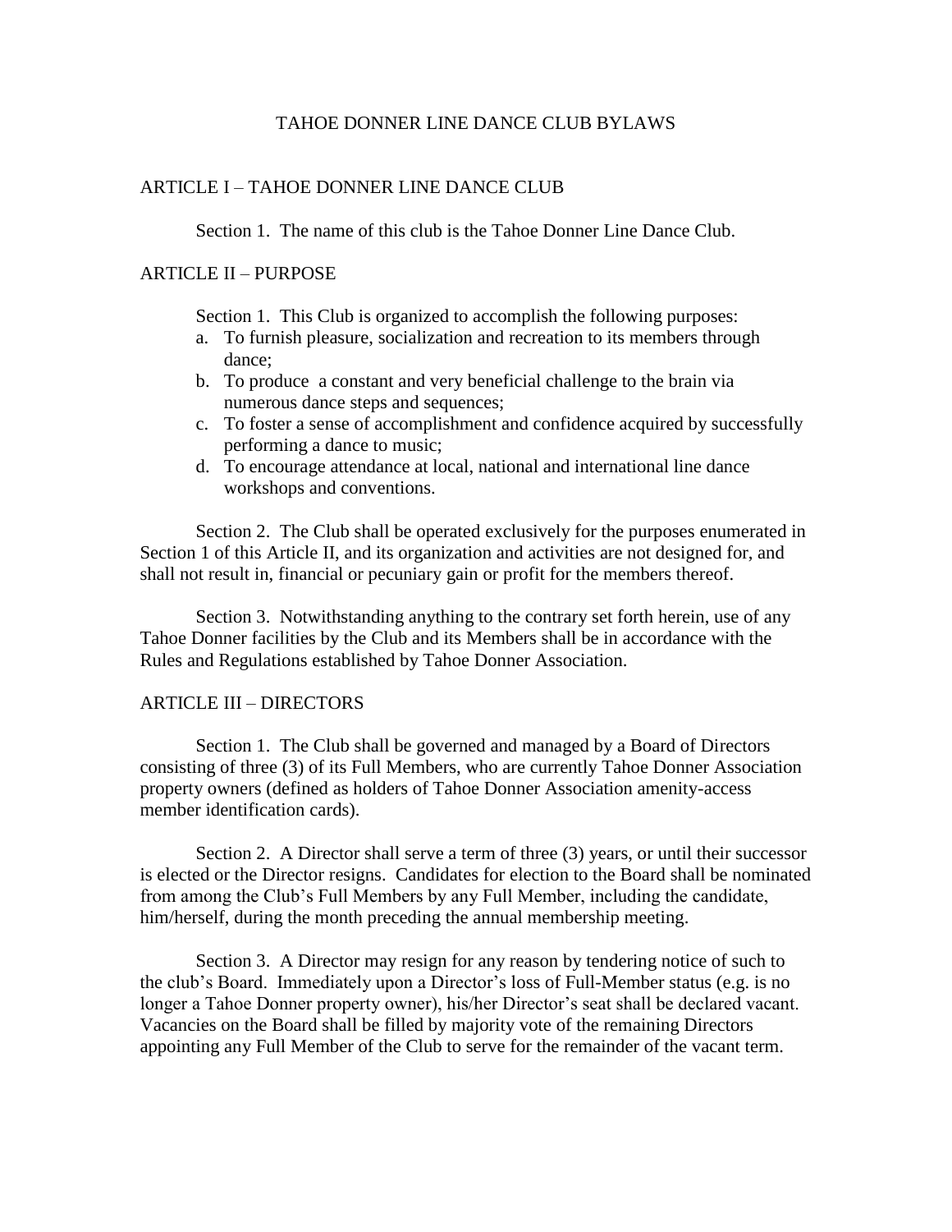# TAHOE DONNER LINE DANCE CLUB BYLAWS

## ARTICLE I – TAHOE DONNER LINE DANCE CLUB

Section 1. The name of this club is the Tahoe Donner Line Dance Club.

## ARTICLE II – PURPOSE

Section 1. This Club is organized to accomplish the following purposes:

a. To furnish pleasure, socialization and recreation to its members through dance;
b. To produce a constant and very beneficial challenge to the brain via numerous dance steps and sequences;
c. To foster a sense of accomplishment and confidence acquired by successfully performing a dance to music;
d. To encourage attendance at local, national and international line dance workshops and conventions.

Section 2. The Club shall be operated exclusively for the purposes enumerated in Section 1 of this Article II, and its organization and activities are not designed for, and shall not result in, financial or pecuniary gain or profit for the members thereof.

Section 3. Notwithstanding anything to the contrary set forth herein, use of any Tahoe Donner facilities by the Club and its Members shall be in accordance with the Rules and Regulations established by Tahoe Donner Association.

## ARTICLE III – DIRECTORS

Section 1. The Club shall be governed and managed by a Board of Directors consisting of three (3) of its Full Members, who are currently Tahoe Donner Association property owners (defined as holders of Tahoe Donner Association amenity-access member identification cards).

Section 2. A Director shall serve a term of three (3) years, or until their successor is elected or the Director resigns. Candidates for election to the Board shall be nominated from among the Club's Full Members by any Full Member, including the candidate, him/herself, during the month preceding the annual membership meeting.

Section 3. A Director may resign for any reason by tendering notice of such to the club's Board. Immediately upon a Director's loss of Full-Member status (e.g. is no longer a Tahoe Donner property owner), his/her Director's seat shall be declared vacant. Vacancies on the Board shall be filled by majority vote of the remaining Directors appointing any Full Member of the Club to serve for the remainder of the vacant term.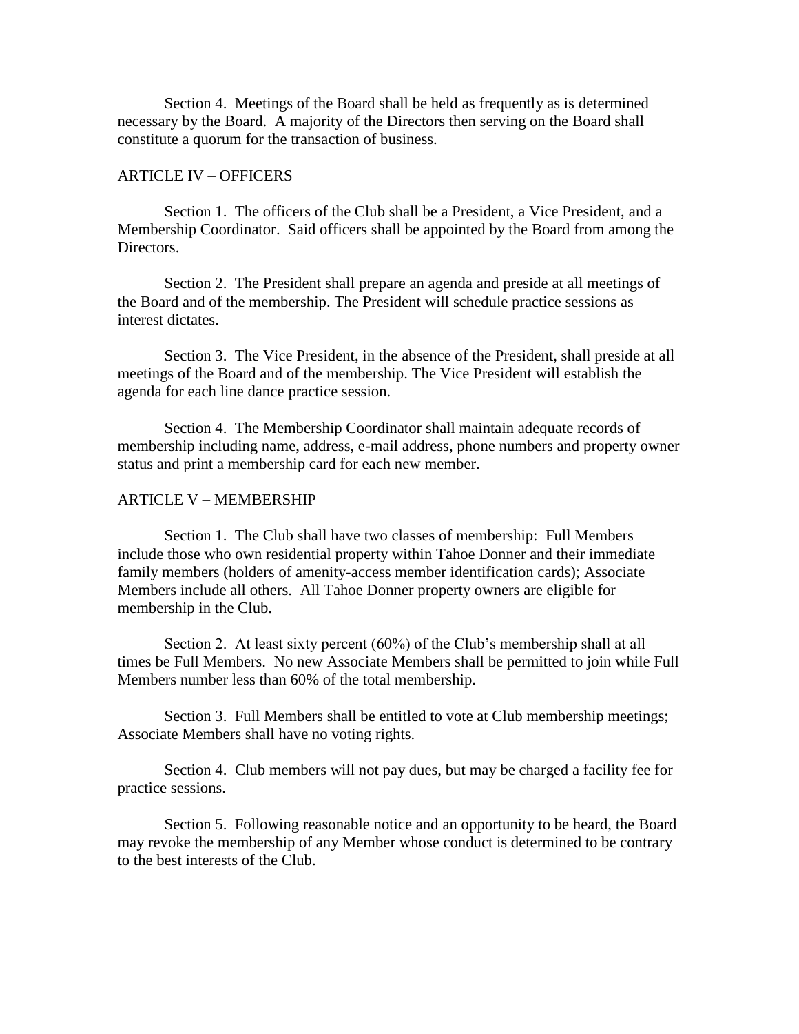Section 4. Meetings of the Board shall be held as frequently as is determined necessary by the Board. A majority of the Directors then serving on the Board shall constitute a quorum for the transaction of business.

## ARTICLE IV – OFFICERS

Section 1. The officers of the Club shall be a President, a Vice President, and a Membership Coordinator. Said officers shall be appointed by the Board from among the Directors.

Section 2. The President shall prepare an agenda and preside at all meetings of the Board and of the membership. The President will schedule practice sessions as interest dictates.

Section 3. The Vice President, in the absence of the President, shall preside at all meetings of the Board and of the membership. The Vice President will establish the agenda for each line dance practice session.

Section 4. The Membership Coordinator shall maintain adequate records of membership including name, address, e-mail address, phone numbers and property owner status and print a membership card for each new member.

## ARTICLE V – MEMBERSHIP

Section 1. The Club shall have two classes of membership: Full Members include those who own residential property within Tahoe Donner and their immediate family members (holders of amenity-access member identification cards); Associate Members include all others. All Tahoe Donner property owners are eligible for membership in the Club.

Section 2. At least sixty percent (60%) of the Club's membership shall at all times be Full Members. No new Associate Members shall be permitted to join while Full Members number less than 60% of the total membership.

Section 3. Full Members shall be entitled to vote at Club membership meetings; Associate Members shall have no voting rights.

Section 4. Club members will not pay dues, but may be charged a facility fee for practice sessions.

Section 5. Following reasonable notice and an opportunity to be heard, the Board may revoke the membership of any Member whose conduct is determined to be contrary to the best interests of the Club.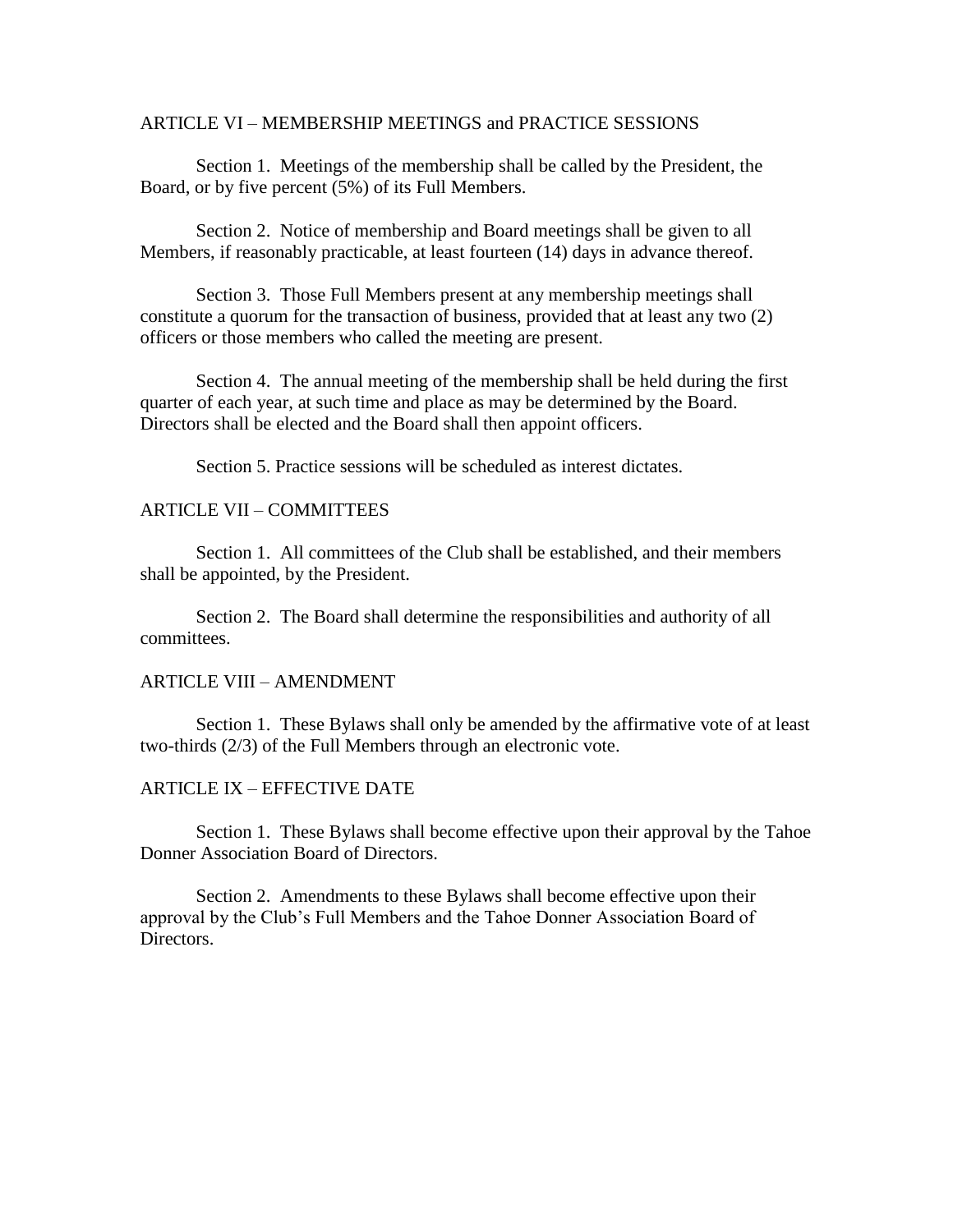## ARTICLE VI – MEMBERSHIP MEETINGS and PRACTICE SESSIONS

Section 1. Meetings of the membership shall be called by the President, the Board, or by five percent (5%) of its Full Members.

Section 2. Notice of membership and Board meetings shall be given to all Members, if reasonably practicable, at least fourteen (14) days in advance thereof.

Section 3. Those Full Members present at any membership meetings shall constitute a quorum for the transaction of business, provided that at least any two (2) officers or those members who called the meeting are present.

Section 4. The annual meeting of the membership shall be held during the first quarter of each year, at such time and place as may be determined by the Board. Directors shall be elected and the Board shall then appoint officers.

Section 5. Practice sessions will be scheduled as interest dictates.

## ARTICLE VII – COMMITTEES

Section 1. All committees of the Club shall be established, and their members shall be appointed, by the President.

Section 2. The Board shall determine the responsibilities and authority of all committees.

## ARTICLE VIII – AMENDMENT

Section 1. These Bylaws shall only be amended by the affirmative vote of at least two-thirds (2/3) of the Full Members through an electronic vote.

## ARTICLE IX – EFFECTIVE DATE

Section 1. These Bylaws shall become effective upon their approval by the Tahoe Donner Association Board of Directors.

Section 2. Amendments to these Bylaws shall become effective upon their approval by the Club's Full Members and the Tahoe Donner Association Board of Directors.